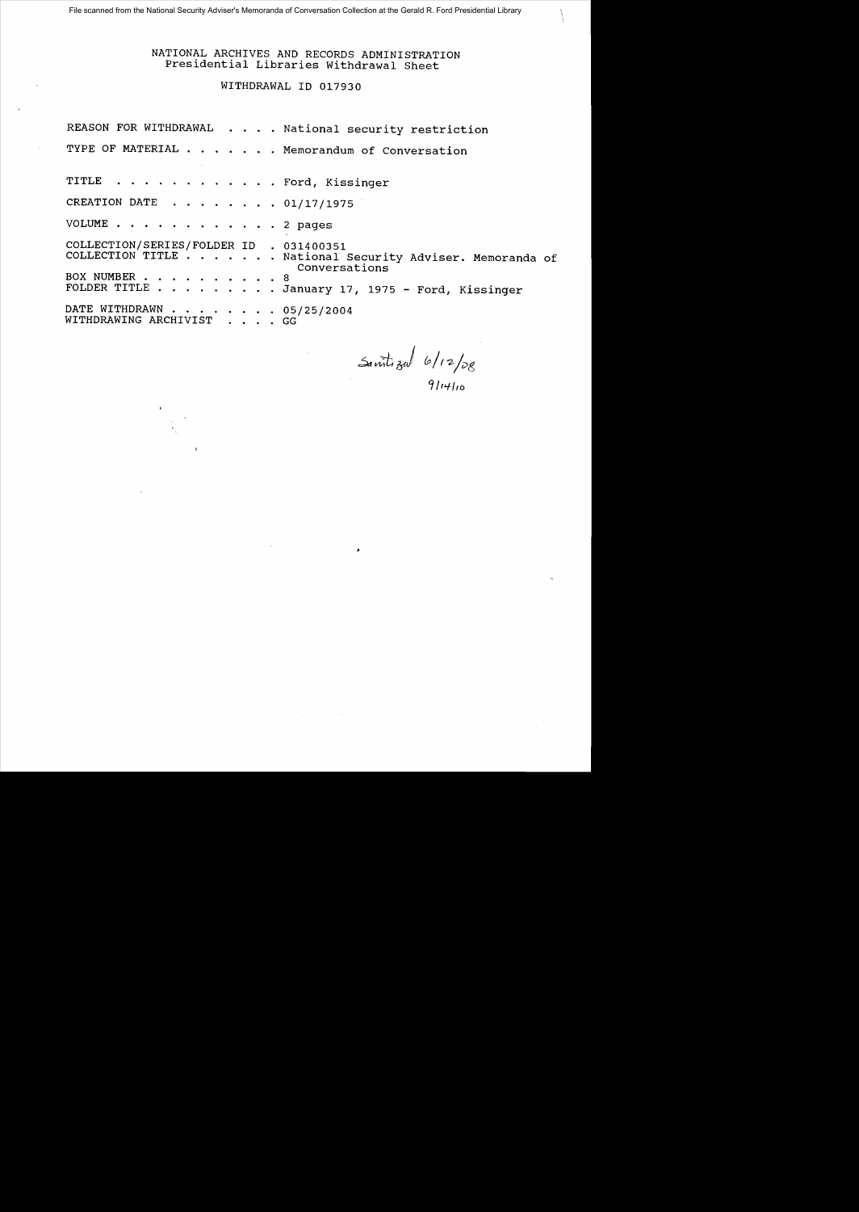File scanned from the National Security Adviser's Memoranda of Conversation Collection at the Gerald R. Ford Presidential Library

# NATIONAL ARCHIVES AND RECORDS ADMINISTRATION
## Presidential Libraries Withdrawal Sheet

### WITHDRAWAL ID 017930

REASON FOR WITHDRAWAL . . . . National security restriction

TYPE OF MATERIAL . . . . . . . Memorandum of Conversation

TITLE . . . . . . . . . . . . Ford, Kissinger

CREATION DATE . . . . . . . . 01/17/1975

VOLUME . . . . . . . . . . . . 2 pages

COLLECTION/SERIES/FOLDER ID . 031400351

COLLECTION TITLE . . . . . . . National Security Adviser. Memoranda of Conversations

BOX NUMBER . . . . . . . . . . 8

FOLDER TITLE . . . . . . . . . January 17, 1975 - Ford, Kissinger

DATE WITHDRAWN . . . . . . . . 05/25/2004

WITHDRAWING ARCHIVIST . . . . GG

Sanitized 6/12/08
9/14/10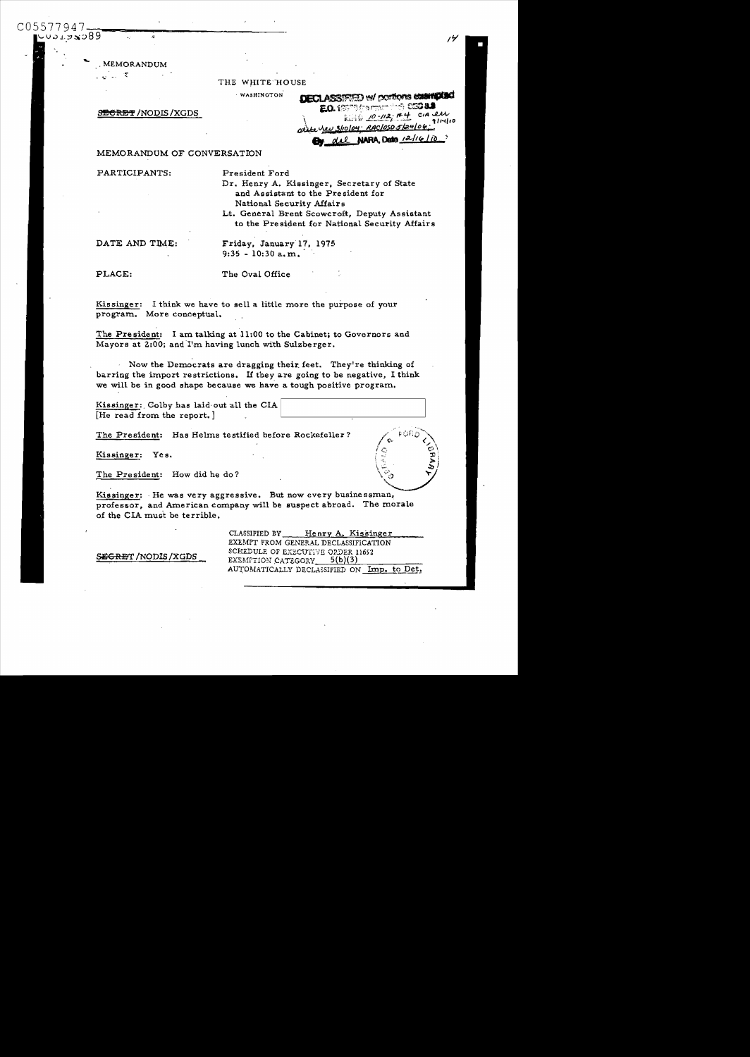MEMORANDUM

THE WHITE HOUSE

WASHINGTON

~~SECRET~~/NODIS/XGDS

DECLASSIFIED w/ portions exempted
E.O. 12958 (as amended) SEC 3.3
MR 10-112; #4 CIA ltr 9/14/10
State rev 3/10/04; RAC/OSD 5/24/04
By dal NARA, Date 12/16/10

MEMORANDUM OF CONVERSATION

PARTICIPANTS: President Ford
Dr. Henry A. Kissinger, Secretary of State and Assistant to the President for National Security Affairs
Lt. General Brent Scowcroft, Deputy Assistant to the President for National Security Affairs

DATE AND TIME: Friday, January 17, 1975
9:35 - 10:30 a.m.

PLACE: The Oval Office

Kissinger: I think we have to sell a little more the purpose of your program. More conceptual.

The President: I am talking at 11:00 to the Cabinet; to Governors and Mayors at 2:00; and I'm having lunch with Sulzberger.

Now the Democrats are dragging their feet. They're thinking of barring the import restrictions. If they are going to be negative, I think we will be in good shape because we have a tough positive program.

Kissinger: Colby has laid out all the CIA [He read from the report.]

The President: Has Helms testified before Rockefeller?

Kissinger: Yes.

The President: How did he do?

Kissinger: He was very aggressive. But now every businessman, professor, and American company will be suspect abroad. The morale of the CIA must be terrible.

~~SECRET~~/NODIS/XGDS

CLASSIFIED BY Henry A. Kissinger
EXEMPT FROM GENERAL DECLASSIFICATION
SCHEDULE OF EXECUTIVE ORDER 11652
EXEMPTION CATEGORY 5(b)(3)
AUTOMATICALLY DECLASSIFIED ON Imp. to Det.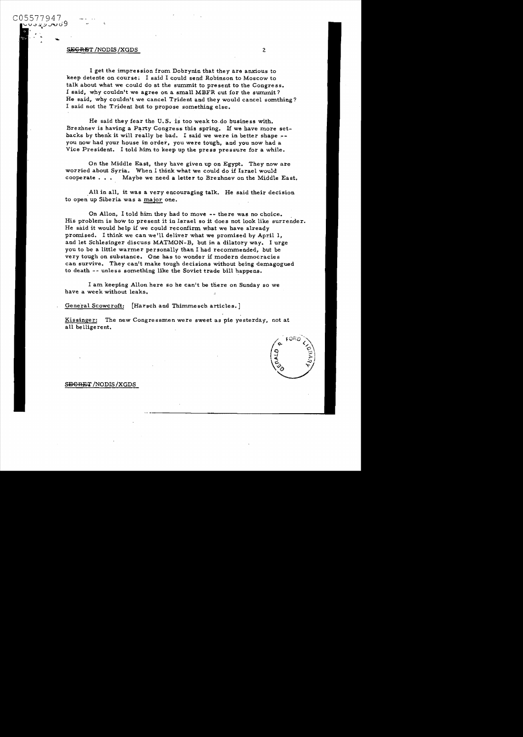I get the impression from Dobrynin that they are anxious to keep detente on course. I said I could send Robinson to Moscow to talk about what we could do at the summit to present to the Congress. I said, why couldn't we agree on a small MBFR cut for the summit? He said, why couldn't we cancel Trident and they would cancel somthing? I said not the Trident but to propose something else.

He said they fear the U.S. is too weak to do business with. Brezhnev is having a Party Congress this spring. If we have more setbacks by thenk it will really be bad. I said we were in better shape -- you now had your house in order, you were tough, and you now had a Vice President. I told him to keep up the press pressure for a while.

On the Middle East, they have given up on Egypt. They now are worried about Syria. When I think what we could do if Israel would cooperate . . . Maybe we need a letter to Brezhnev on the Middle East.

All in all, it was a very encouraging talk. He said their decision to open up Siberia was a major one.

On Allon, I told him they had to move -- there was no choice. His problem is how to present it in Israel so it does not look like surrender. He said it would help if we could reconfirm what we have already promised. I think we can we'll deliver what we promised by April 1, and let Schlesinger discuss MATMON-B, but in a dilatory way. I urge you to be a little warmer personally than I had recommended, but be very tough on substance. One has to wonder if modern democracies can survive. They can't make tough decisions without being demagogued to death -- unless something like the Soviet trade bill happens.

I am keeping Allon here so he can't be there on Sunday so we have a week without leaks.

General Scowcroft: [Harsch and Thimmesch articles.]

Kissinger: The new Congressmen were sweet as pie yesterday, not at all belligerent.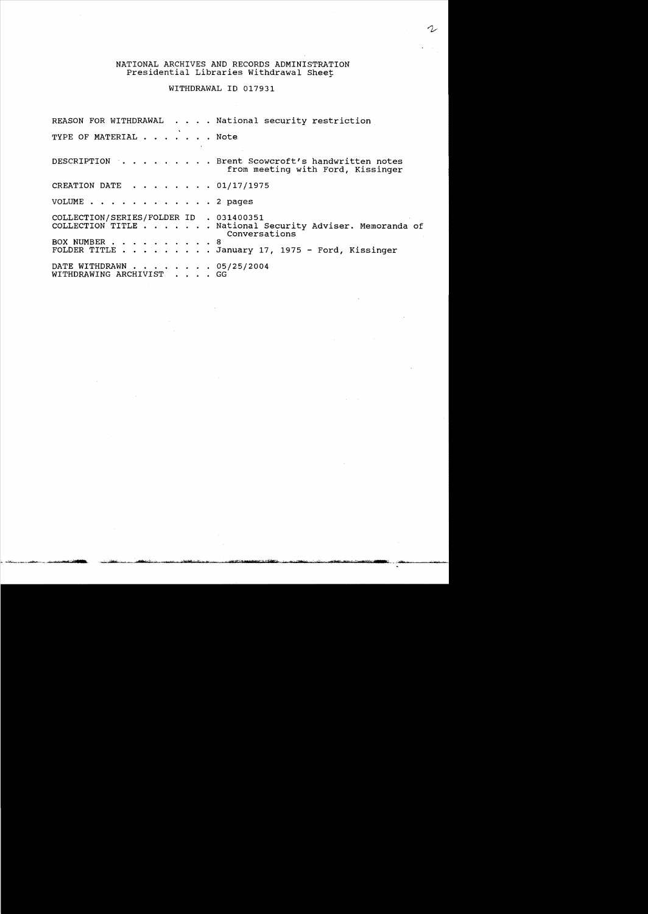NATIONAL ARCHIVES AND RECORDS ADMINISTRATION
Presidential Libraries Withdrawal Sheet

WITHDRAWAL ID 017931

REASON FOR WITHDRAWAL . . . . National security restriction

TYPE OF MATERIAL . . . . . . Note

DESCRIPTION . . . . . . . . . Brent Scowcroft's handwritten notes from meeting with Ford, Kissinger

CREATION DATE . . . . . . . . 01/17/1975

VOLUME . . . . . . . . . . . . 2 pages

COLLECTION/SERIES/FOLDER ID . 031400351
COLLECTION TITLE . . . . . . . National Security Adviser. Memoranda of Conversations
BOX NUMBER . . . . . . . . . . 8
FOLDER TITLE . . . . . . . . . January 17, 1975 - Ford, Kissinger

DATE WITHDRAWN . . . . . . . . 05/25/2004
WITHDRAWING ARCHIVIST . . . . GG